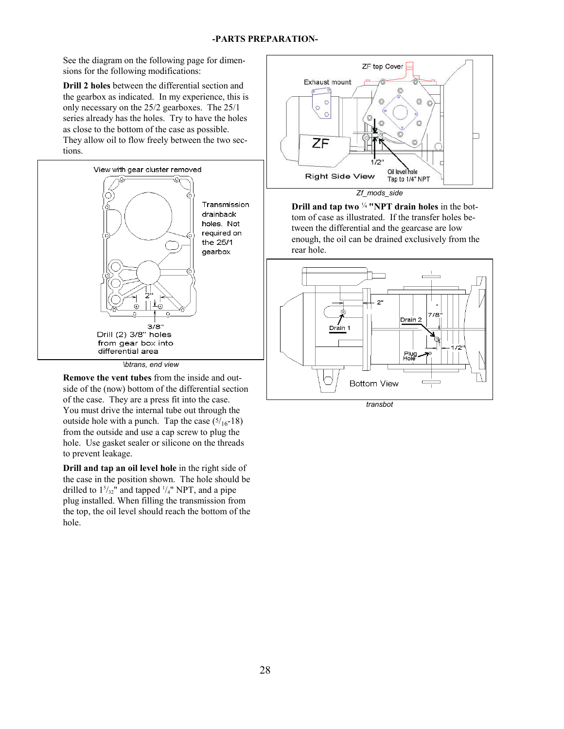## -PARTS PREPARATION-

See the diagram on the following page for dimensions for the following modifications:

**Drill 2 holes** between the differential section and the gearbox as indicated. In my experience, this is only necessary on the 25/2 gearboxes. The 25/1 series already has the holes. Try to have the holes as close to the bottom of the case as possible. They allow oil to flow freely between the two sections.

*\btrans, end view*

**Remove the vent tubes** from the inside and outside of the (now) bottom of the differential section of the case. They are a press fit into the case. You must drive the internal tube out through the outside hole with a punch. Tap the case ($^{5}/_{16}$-18) from the outside and use a cap screw to plug the hole. Use gasket sealer or silicone on the threads to prevent leakage.

**Drill and tap an oil level hole** in the right side of the case in the position shown. The hole should be drilled to $1^{5}/_{32}$" and tapped $^{1}/_{4}$" NPT, and a pipe plug installed. When filling the transmission from the top, the oil level should reach the bottom of the hole.

*Zf_mods_side*

**Drill and tap two ¼ "NPT drain holes** in the bottom of case as illustrated. If the transfer holes between the differential and the gearcase are low enough, the oil can be drained exclusively from the rear hole.

*transbot*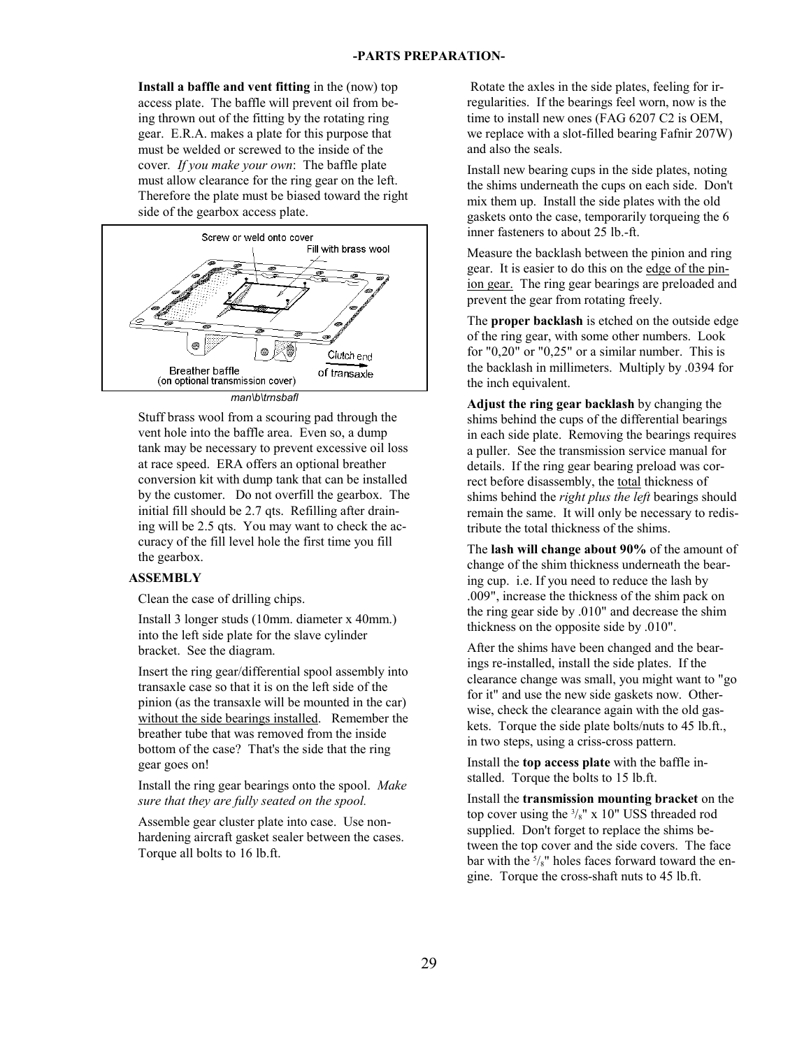**Install a baffle and vent fitting** in the (now) top access plate. The baffle will prevent oil from being thrown out of the fitting by the rotating ring gear. E.R.A. makes a plate for this purpose that must be welded or screwed to the inside of the cover. *If you make your own*: The baffle plate must allow clearance for the ring gear on the left. Therefore the plate must be biased toward the right side of the gearbox access plate.

Screw or weld onto cover

Fill with brass wool

Clutch end of transaxle

Breather baffle (on optional transmission cover)

*man\b\trnsbafl*

Stuff brass wool from a scouring pad through the vent hole into the baffle area. Even so, a dump tank may be necessary to prevent excessive oil loss at race speed. ERA offers an optional breather conversion kit with dump tank that can be installed by the customer. Do not overfill the gearbox. The initial fill should be 2.7 qts. Refilling after draining will be 2.5 qts. You may want to check the accuracy of the fill level hole the first time you fill the gearbox.

**ASSEMBLY**

Clean the case of drilling chips.

Install 3 longer studs (10mm. diameter x 40mm.) into the left side plate for the slave cylinder bracket. See the diagram.

Insert the ring gear/differential spool assembly into transaxle case so that it is on the left side of the pinion (as the transaxle will be mounted in the car) without the side bearings installed. Remember the breather tube that was removed from the inside bottom of the case? That's the side that the ring gear goes on!

Install the ring gear bearings onto the spool. *Make sure that they are fully seated on the spool.*

Assemble gear cluster plate into case. Use non-hardening aircraft gasket sealer between the cases. Torque all bolts to 16 lb.ft.

Rotate the axles in the side plates, feeling for irregularities. If the bearings feel worn, now is the time to install new ones (FAG 6207 C2 is OEM, we replace with a slot-filled bearing Fafnir 207W) and also the seals.

Install new bearing cups in the side plates, noting the shims underneath the cups on each side. Don't mix them up. Install the side plates with the old gaskets onto the case, temporarily torqueing the 6 inner fasteners to about 25 lb.-ft.

Measure the backlash between the pinion and ring gear. It is easier to do this on the edge of the pinion gear. The ring gear bearings are preloaded and prevent the gear from rotating freely.

The **proper backlash** is etched on the outside edge of the ring gear, with some other numbers. Look for "0,20" or "0,25" or a similar number. This is the backlash in millimeters. Multiply by .0394 for the inch equivalent.

**Adjust the ring gear backlash** by changing the shims behind the cups of the differential bearings in each side plate. Removing the bearings requires a puller. See the transmission service manual for details. If the ring gear bearing preload was correct before disassembly, the total thickness of shims behind the *right plus the left* bearings should remain the same. It will only be necessary to redistribute the total thickness of the shims.

The **lash will change about 90%** of the amount of change of the shim thickness underneath the bearing cup. i.e. If you need to reduce the lash by .009", increase the thickness of the shim pack on the ring gear side by .010" and decrease the shim thickness on the opposite side by .010".

After the shims have been changed and the bearings re-installed, install the side plates. If the clearance change was small, you might want to "go for it" and use the new side gaskets now. Otherwise, check the clearance again with the old gaskets. Torque the side plate bolts/nuts to 45 lb.ft., in two steps, using a criss-cross pattern.

Install the **top access plate** with the baffle installed. Torque the bolts to 15 lb.ft.

Install the **transmission mounting bracket** on the top cover using the $^{3}/_{8}$" x 10" USS threaded rod supplied. Don't forget to replace the shims between the top cover and the side covers. The face bar with the $^{5}/_{8}$" holes faces forward toward the engine. Torque the cross-shaft nuts to 45 lb.ft.